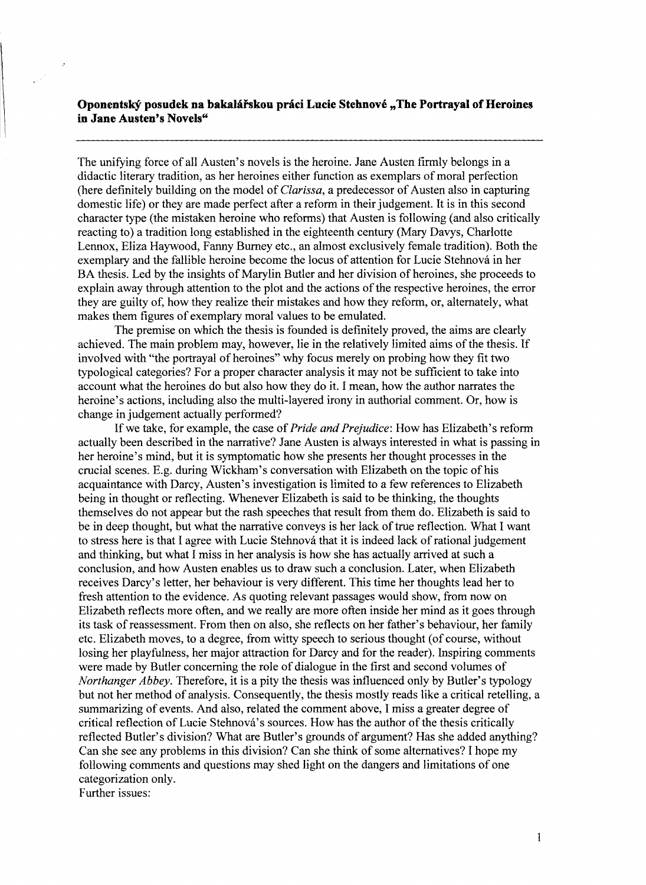**Oponentský posudek na bakalářskou práci Lucie Stehnové „The Portrayal of Heroines in Jane Austen's Novels"**

---

The unifying force of all Austen's novels is the heroine. Jane Austen firmly belongs in a didactic literary tradition, as her heroines either function as exemplars of moral perfection (here definitely building on the model of *Clarissa*, a predecessor of Austen also in capturing domestic life) or they are made perfect after a reform in their judgement. It is in this second character type (the mistaken heroine who reforms) that Austen is following (and also critically reacting to) a tradition long established in the eighteenth century (Mary Davys, Charlotte Lennox, Eliza Haywood, Fanny Burney etc., an almost exclusively female tradition). Both the exemplary and the fallible heroine become the locus of attention for Lucie Stehnová in her BA thesis. Led by the insights of Marylin Butler and her division of heroines, she proceeds to explain away through attention to the plot and the actions of the respective heroines, the error they are guilty of, how they realize their mistakes and how they reform, or, alternately, what makes them figures of exemplary moral values to be emulated.

The premise on which the thesis is founded is definitely proved, the aims are clearly achieved. The main problem may, however, lie in the relatively limited aims of the thesis. If involved with "the portrayal of heroines" why focus merely on probing how they fit two typological categories? For a proper character analysis it may not be sufficient to take into account what the heroines do but also how they do it. I mean, how the author narrates the heroine's actions, including also the multi-layered irony in authorial comment. Or, how is change in judgement actually performed?

If we take, for example, the case of *Pride and Prejudice*: How has Elizabeth's reform actually been described in the narrative? Jane Austen is always interested in what is passing in her heroine's mind, but it is symptomatic how she presents her thought processes in the crucial scenes. E.g. during Wickham's conversation with Elizabeth on the topic of his acquaintance with Darcy, Austen's investigation is limited to a few references to Elizabeth being in thought or reflecting. Whenever Elizabeth is said to be thinking, the thoughts themselves do not appear but the rash speeches that result from them do. Elizabeth is said to be in deep thought, but what the narrative conveys is her lack of true reflection. What I want to stress here is that I agree with Lucie Stehnová that it is indeed lack of rational judgement and thinking, but what I miss in her analysis is how she has actually arrived at such a conclusion, and how Austen enables us to draw such a conclusion. Later, when Elizabeth receives Darcy's letter, her behaviour is very different. This time her thoughts lead her to fresh attention to the evidence. As quoting relevant passages would show, from now on Elizabeth reflects more often, and we really are more often inside her mind as it goes through its task of reassessment. From then on also, she reflects on her father's behaviour, her family etc. Elizabeth moves, to a degree, from witty speech to serious thought (of course, without losing her playfulness, her major attraction for Darcy and for the reader). Inspiring comments were made by Butler concerning the role of dialogue in the first and second volumes of *Northanger Abbey*. Therefore, it is a pity the thesis was influenced only by Butler's typology but not her method of analysis. Consequently, the thesis mostly reads like a critical retelling, a summarizing of events. And also, related the comment above, I miss a greater degree of critical reflection of Lucie Stehnová's sources. How has the author of the thesis critically reflected Butler's division? What are Butler's grounds of argument? Has she added anything? Can she see any problems in this division? Can she think of some alternatives? I hope my following comments and questions may shed light on the dangers and limitations of one categorization only.

Further issues: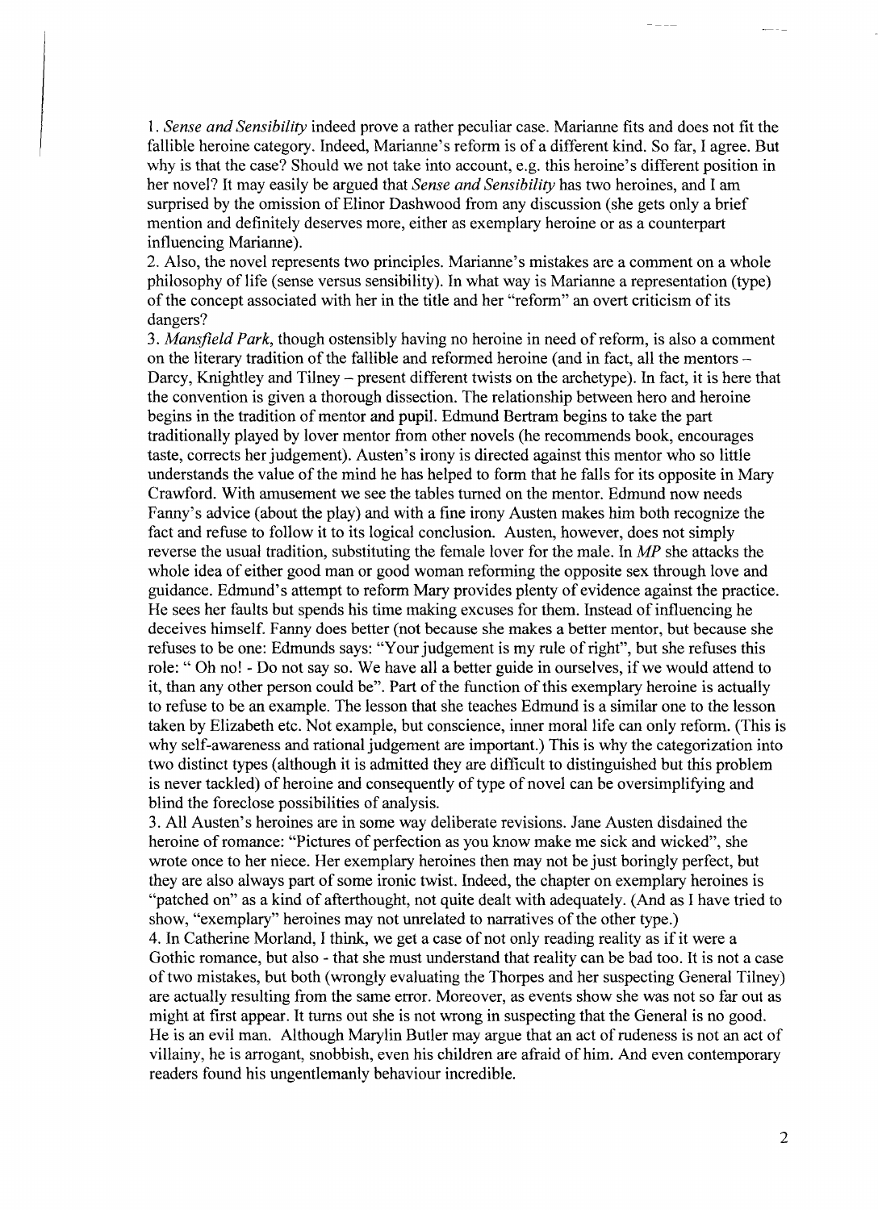1. *Sense and Sensibility* indeed prove a rather peculiar case. Marianne fits and does not fit the fallible heroine category. Indeed, Marianne's reform is of a different kind. So far, I agree. But why is that the case? Should we not take into account, e.g. this heroine's different position in her novel? It may easily be argued that *Sense and Sensibility* has two heroines, and I am surprised by the omission of Elinor Dashwood from any discussion (she gets only a brief mention and definitely deserves more, either as exemplary heroine or as a counterpart influencing Marianne).

2. Also, the novel represents two principles. Marianne's mistakes are a comment on a whole philosophy of life (sense versus sensibility). In what way is Marianne a representation (type) of the concept associated with her in the title and her "reform" an overt criticism of its dangers?

3. *Mansfield Park*, though ostensibly having no heroine in need of reform, is also a comment on the literary tradition of the fallible and reformed heroine (and in fact, all the mentors – Darcy, Knightley and Tilney – present different twists on the archetype). In fact, it is here that the convention is given a thorough dissection. The relationship between hero and heroine begins in the tradition of mentor and pupil. Edmund Bertram begins to take the part traditionally played by lover mentor from other novels (he recommends book, encourages taste, corrects her judgement). Austen's irony is directed against this mentor who so little understands the value of the mind he has helped to form that he falls for its opposite in Mary Crawford. With amusement we see the tables turned on the mentor. Edmund now needs Fanny's advice (about the play) and with a fine irony Austen makes him both recognize the fact and refuse to follow it to its logical conclusion. Austen, however, does not simply reverse the usual tradition, substituting the female lover for the male. In *MP* she attacks the whole idea of either good man or good woman reforming the opposite sex through love and guidance. Edmund's attempt to reform Mary provides plenty of evidence against the practice. He sees her faults but spends his time making excuses for them. Instead of influencing he deceives himself. Fanny does better (not because she makes a better mentor, but because she refuses to be one: Edmunds says: "Your judgement is my rule of right", but she refuses this role: " Oh no! - Do not say so. We have all a better guide in ourselves, if we would attend to it, than any other person could be". Part of the function of this exemplary heroine is actually to refuse to be an example. The lesson that she teaches Edmund is a similar one to the lesson taken by Elizabeth etc. Not example, but conscience, inner moral life can only reform. (This is why self-awareness and rational judgement are important.) This is why the categorization into two distinct types (although it is admitted they are difficult to distinguished but this problem is never tackled) of heroine and consequently of type of novel can be oversimplifying and blind the foreclose possibilities of analysis.

3. All Austen's heroines are in some way deliberate revisions. Jane Austen disdained the heroine of romance: "Pictures of perfection as you know make me sick and wicked", she wrote once to her niece. Her exemplary heroines then may not be just boringly perfect, but they are also always part of some ironic twist. Indeed, the chapter on exemplary heroines is "patched on" as a kind of afterthought, not quite dealt with adequately. (And as I have tried to show, "exemplary" heroines may not unrelated to narratives of the other type.)

4. In Catherine Morland, I think, we get a case of not only reading reality as if it were a Gothic romance, but also - that she must understand that reality can be bad too. It is not a case of two mistakes, but both (wrongly evaluating the Thorpes and her suspecting General Tilney) are actually resulting from the same error. Moreover, as events show she was not so far out as might at first appear. It turns out she is not wrong in suspecting that the General is no good. He is an evil man. Although Marylin Butler may argue that an act of rudeness is not an act of villainy, he is arrogant, snobbish, even his children are afraid of him. And even contemporary readers found his ungentlemanly behaviour incredible.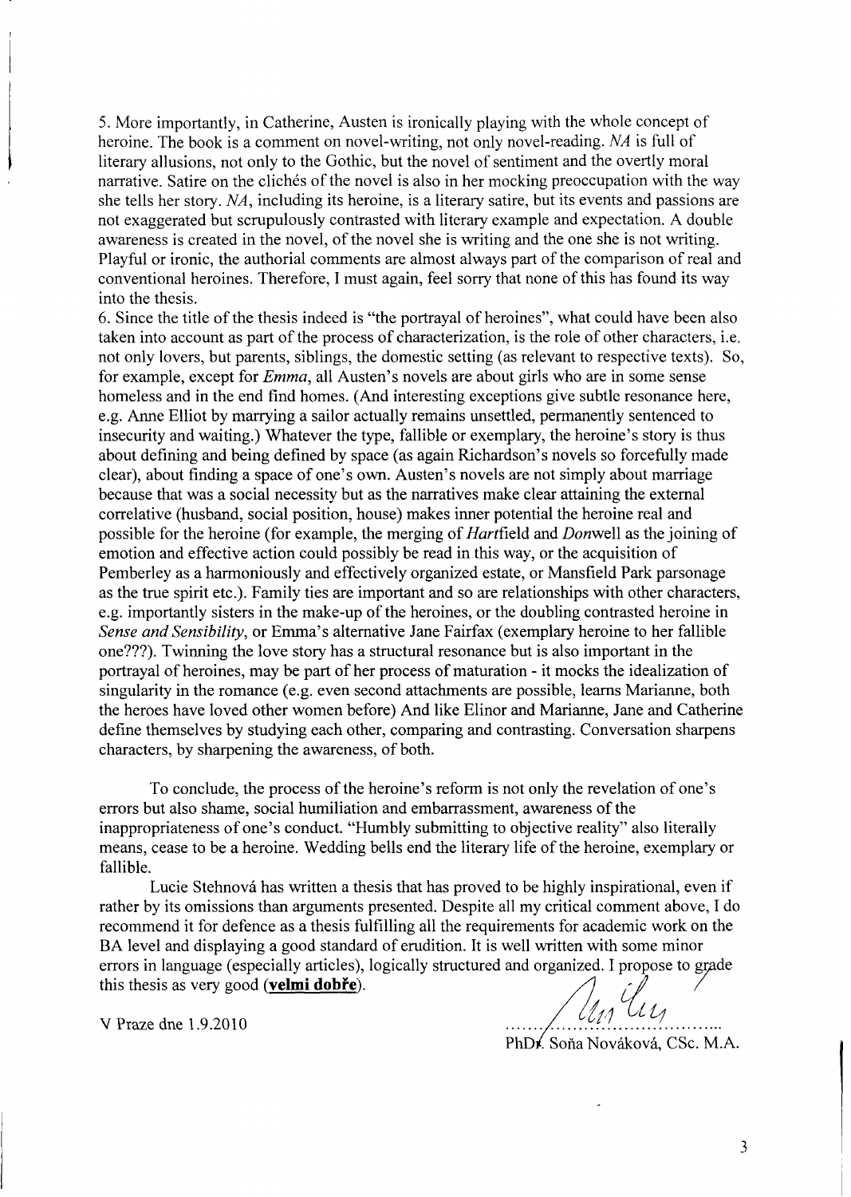5. More importantly, in Catherine, Austen is ironically playing with the whole concept of heroine. The book is a comment on novel-writing, not only novel-reading. *NA* is full of literary allusions, not only to the Gothic, but the novel of sentiment and the overtly moral narrative. Satire on the clichés of the novel is also in her mocking preoccupation with the way she tells her story. *NA*, including its heroine, is a literary satire, but its events and passions are not exaggerated but scrupulously contrasted with literary example and expectation. A double awareness is created in the novel, of the novel she is writing and the one she is not writing. Playful or ironic, the authorial comments are almost always part of the comparison of real and conventional heroines. Therefore, I must again, feel sorry that none of this has found its way into the thesis.

6. Since the title of the thesis indeed is "the portrayal of heroines", what could have been also taken into account as part of the process of characterization, is the role of other characters, i.e. not only lovers, but parents, siblings, the domestic setting (as relevant to respective texts). So, for example, except for *Emma*, all Austen's novels are about girls who are in some sense homeless and in the end find homes. (And interesting exceptions give subtle resonance here, e.g. Anne Elliot by marrying a sailor actually remains unsettled, permanently sentenced to insecurity and waiting.) Whatever the type, fallible or exemplary, the heroine's story is thus about defining and being defined by space (as again Richardson's novels so forcefully made clear), about finding a space of one's own. Austen's novels are not simply about marriage because that was a social necessity but as the narratives make clear attaining the external correlative (husband, social position, house) makes inner potential the heroine real and possible for the heroine (for example, the merging of *Hart*field and *Don*well as the joining of emotion and effective action could possibly be read in this way, or the acquisition of Pemberley as a harmoniously and effectively organized estate, or Mansfield Park parsonage as the true spirit etc.). Family ties are important and so are relationships with other characters, e.g. importantly sisters in the make-up of the heroines, or the doubling contrasted heroine in *Sense and Sensibility*, or Emma's alternative Jane Fairfax (exemplary heroine to her fallible one???). Twinning the love story has a structural resonance but is also important in the portrayal of heroines, may be part of her process of maturation - it mocks the idealization of singularity in the romance (e.g. even second attachments are possible, learns Marianne, both the heroes have loved other women before) And like Elinor and Marianne, Jane and Catherine define themselves by studying each other, comparing and contrasting. Conversation sharpens characters, by sharpening the awareness, of both.

To conclude, the process of the heroine's reform is not only the revelation of one's errors but also shame, social humiliation and embarrassment, awareness of the inappropriateness of one's conduct. "Humbly submitting to objective reality" also literally means, cease to be a heroine. Wedding bells end the literary life of the heroine, exemplary or fallible.

Lucie Stehnová has written a thesis that has proved to be highly inspirational, even if rather by its omissions than arguments presented. Despite all my critical comment above, I do recommend it for defence as a thesis fulfilling all the requirements for academic work on the BA level and displaying a good standard of erudition. It is well written with some minor errors in language (especially articles), logically structured and organized. I propose to grade this thesis as very good (**velmi dobře**).

V Praze dne 1.9.2010

PhDr. Soňa Nováková, CSc. M.A.